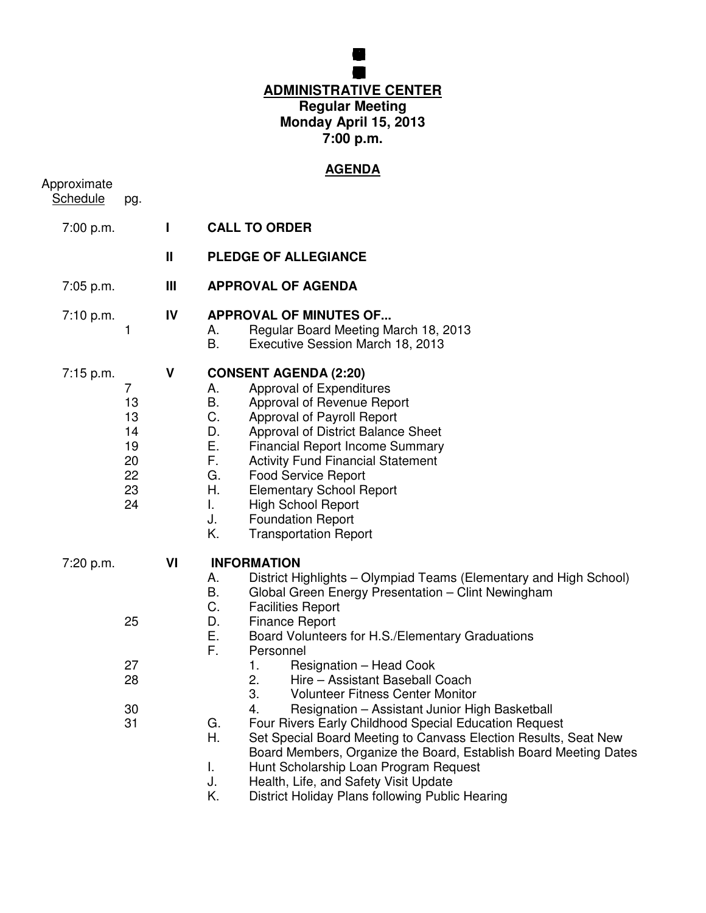# ADMINISTRATIVE CENTER

## Regular Meeting
## Monday April 15, 2013
## 7:00 p.m.

### AGENDA

| Approximate Schedule | pg. | | |
|---|---|---|---|
| 7:00 p.m. | | I | **CALL TO ORDER** |
| | | II | **PLEDGE OF ALLEGIANCE** |
| 7:05 p.m. | | III | **APPROVAL OF AGENDA** |
| 7:10 p.m. | | IV | **APPROVAL OF MINUTES OF...** |
| | 1 | | A. Regular Board Meeting March 18, 2013 |
| | | | B. Executive Session March 18, 2013 |
| 7:15 p.m. | | V | **CONSENT AGENDA (2:20)** |
| | 7 | | A. Approval of Expenditures |
| | 13 | | B. Approval of Revenue Report |
| | 13 | | C. Approval of Payroll Report |
| | 14 | | D. Approval of District Balance Sheet |
| | 19 | | E. Financial Report Income Summary |
| | 20 | | F. Activity Fund Financial Statement |
| | 22 | | G. Food Service Report |
| | 23 | | H. Elementary School Report |
| | 24 | | I. High School Report |
| | | | J. Foundation Report |
| | | | K. Transportation Report |
| 7:20 p.m. | | VI | **INFORMATION** |
| | | | A. District Highlights – Olympiad Teams (Elementary and High School) |
| | | | B. Global Green Energy Presentation – Clint Newingham |
| | | | C. Facilities Report |
| | 25 | | D. Finance Report |
| | | | E. Board Volunteers for H.S./Elementary Graduations |
| | | | F. Personnel |
| | 27 | | 1. Resignation – Head Cook |
| | 28 | | 2. Hire – Assistant Baseball Coach |
| | | | 3. Volunteer Fitness Center Monitor |
| | 30 | | 4. Resignation – Assistant Junior High Basketball |
| | 31 | | G. Four Rivers Early Childhood Special Education Request |
| | | | H. Set Special Board Meeting to Canvass Election Results, Seat New Board Members, Organize the Board, Establish Board Meeting Dates |
| | | | I. Hunt Scholarship Loan Program Request |
| | | | J. Health, Life, and Safety Visit Update |
| | | | K. District Holiday Plans following Public Hearing |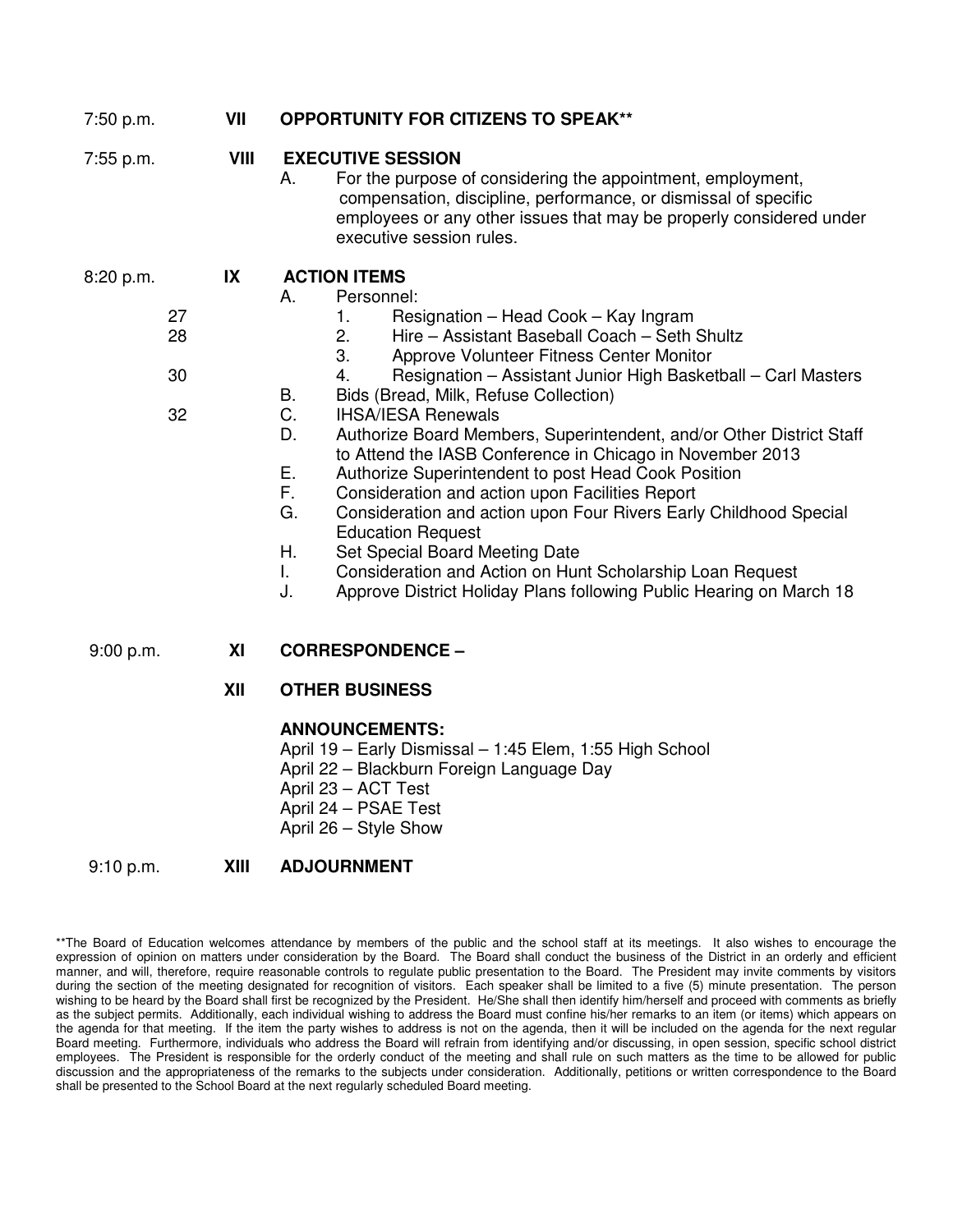7:50 p.m. **VII OPPORTUNITY FOR CITIZENS TO SPEAK****

7:55 p.m. **VIII EXECUTIVE SESSION**

A. For the purpose of considering the appointment, employment, compensation, discipline, performance, or dismissal of specific employees or any other issues that may be properly considered under executive session rules.

8:20 p.m. **IX ACTION ITEMS**

A. Personnel:

27 1. Resignation – Head Cook – Kay Ingram

28 2. Hire – Assistant Baseball Coach – Seth Shultz

3. Approve Volunteer Fitness Center Monitor

30 4. Resignation – Assistant Junior High Basketball – Carl Masters

B. Bids (Bread, Milk, Refuse Collection)

32 C. IHSA/IESA Renewals

D. Authorize Board Members, Superintendent, and/or Other District Staff to Attend the IASB Conference in Chicago in November 2013

E. Authorize Superintendent to post Head Cook Position

F. Consideration and action upon Facilities Report

G. Consideration and action upon Four Rivers Early Childhood Special Education Request

H. Set Special Board Meeting Date

I. Consideration and Action on Hunt Scholarship Loan Request

J. Approve District Holiday Plans following Public Hearing on March 18

9:00 p.m. **XI CORRESPONDENCE –**

**XII OTHER BUSINESS**

**ANNOUNCEMENTS:**

April 19 – Early Dismissal – 1:45 Elem, 1:55 High School

April 22 – Blackburn Foreign Language Day

April 23 – ACT Test

April 24 – PSAE Test

April 26 – Style Show

9:10 p.m. **XIII ADJOURNMENT**

**The Board of Education welcomes attendance by members of the public and the school staff at its meetings. It also wishes to encourage the expression of opinion on matters under consideration by the Board. The Board shall conduct the business of the District in an orderly and efficient manner, and will, therefore, require reasonable controls to regulate public presentation to the Board. The President may invite comments by visitors during the section of the meeting designated for recognition of visitors. Each speaker shall be limited to a five (5) minute presentation. The person wishing to be heard by the Board shall first be recognized by the President. He/She shall then identify him/herself and proceed with comments as briefly as the subject permits. Additionally, each individual wishing to address the Board must confine his/her remarks to an item (or items) which appears on the agenda for that meeting. If the item the party wishes to address is not on the agenda, then it will be included on the agenda for the next regular Board meeting. Furthermore, individuals who address the Board will refrain from identifying and/or discussing, in open session, specific school district employees. The President is responsible for the orderly conduct of the meeting and shall rule on such matters as the time to be allowed for public discussion and the appropriateness of the remarks to the subjects under consideration. Additionally, petitions or written correspondence to the Board shall be presented to the School Board at the next regularly scheduled Board meeting.